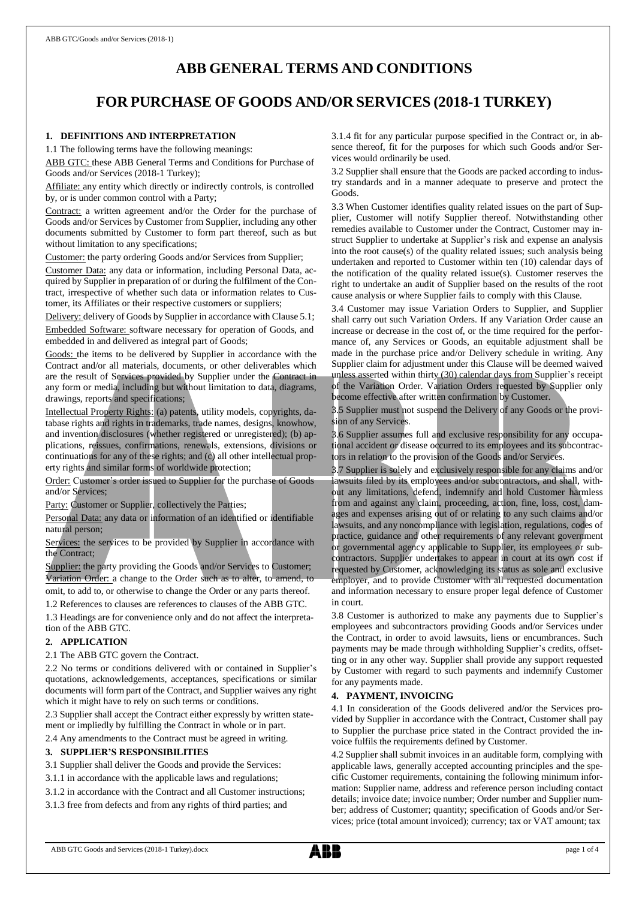# ABB GENERAL TERMS AND CONDITIONS

# FOR PURCHASE OF GOODS AND/OR SERVICES (2018-1 TURKEY)

## 1. DEFINITIONS AND INTERPRETATION

1.1 The following terms have the following meanings:

ABB GTC: these ABB General Terms and Conditions for Purchase of Goods and/or Services (2018-1 Turkey);

Affiliate: any entity which directly or indirectly controls, is controlled by, or is under common control with a Party;

Contract: a written agreement and/or the Order for the purchase of Goods and/or Services by Customer from Supplier, including any other documents submitted by Customer to form part thereof, such as but without limitation to any specifications;

Customer: the party ordering Goods and/or Services from Supplier;

Customer Data: any data or information, including Personal Data, acquired by Supplier in preparation of or during the fulfilment of the Contract, irrespective of whether such data or information relates to Customer, its Affiliates or their respective customers or suppliers;

Delivery: delivery of Goods by Supplier in accordance with Clause 5.1;

Embedded Software: software necessary for operation of Goods, and embedded in and delivered as integral part of Goods;

Goods: the items to be delivered by Supplier in accordance with the Contract and/or all materials, documents, or other deliverables which are the result of Services provided by Supplier under the Contract in any form or media, including but without limitation to data, diagrams, drawings, reports and specifications;

Intellectual Property Rights: (a) patents, utility models, copyrights, database rights and rights in trademarks, trade names, designs, knowhow, and invention disclosures (whether registered or unregistered); (b) applications, reissues, confirmations, renewals, extensions, divisions or continuations for any of these rights; and (c) all other intellectual property rights and similar forms of worldwide protection;

Order: Customer's order issued to Supplier for the purchase of Goods and/or Services;

Party: Customer or Supplier, collectively the Parties;

Personal Data: any data or information of an identified or identifiable natural person;

Services: the services to be provided by Supplier in accordance with the Contract;

Supplier: the party providing the Goods and/or Services to Customer;

Variation Order: a change to the Order such as to alter, to amend, to omit, to add to, or otherwise to change the Order or any parts thereof.

1.2 References to clauses are references to clauses of the ABB GTC.

1.3 Headings are for convenience only and do not affect the interpretation of the ABB GTC.

## 2. APPLICATION

2.1 The ABB GTC govern the Contract.

2.2 No terms or conditions delivered with or contained in Supplier's quotations, acknowledgements, acceptances, specifications or similar documents will form part of the Contract, and Supplier waives any right which it might have to rely on such terms or conditions.

2.3 Supplier shall accept the Contract either expressly by written statement or impliedly by fulfilling the Contract in whole or in part.

2.4 Any amendments to the Contract must be agreed in writing.

## 3. SUPPLIER'S RESPONSIBILITIES

3.1 Supplier shall deliver the Goods and provide the Services:

3.1.1 in accordance with the applicable laws and regulations;

3.1.2 in accordance with the Contract and all Customer instructions;

3.1.3 free from defects and from any rights of third parties; and

3.1.4 fit for any particular purpose specified in the Contract or, in absence thereof, fit for the purposes for which such Goods and/or Services would ordinarily be used.

3.2 Supplier shall ensure that the Goods are packed according to industry standards and in a manner adequate to preserve and protect the Goods.

3.3 When Customer identifies quality related issues on the part of Supplier, Customer will notify Supplier thereof. Notwithstanding other remedies available to Customer under the Contract, Customer may instruct Supplier to undertake at Supplier's risk and expense an analysis into the root cause(s) of the quality related issues; such analysis being undertaken and reported to Customer within ten (10) calendar days of the notification of the quality related issue(s). Customer reserves the right to undertake an audit of Supplier based on the results of the root cause analysis or where Supplier fails to comply with this Clause.

3.4 Customer may issue Variation Orders to Supplier, and Supplier shall carry out such Variation Orders. If any Variation Order cause an increase or decrease in the cost of, or the time required for the performance of, any Services or Goods, an equitable adjustment shall be made in the purchase price and/or Delivery schedule in writing. Any Supplier claim for adjustment under this Clause will be deemed waived unless asserted within thirty (30) calendar days from Supplier's receipt of the Variation Order. Variation Orders requested by Supplier only become effective after written confirmation by Customer.

3.5 Supplier must not suspend the Delivery of any Goods or the provision of any Services.

3.6 Supplier assumes full and exclusive responsibility for any occupational accident or disease occurred to its employees and its subcontractors in relation to the provision of the Goods and/or Services.

3.7 Supplier is solely and exclusively responsible for any claims and/or lawsuits filed by its employees and/or subcontractors, and shall, without any limitations, defend, indemnify and hold Customer harmless from and against any claim, proceeding, action, fine, loss, cost, damages and expenses arising out of or relating to any such claims and/or lawsuits, and any noncompliance with legislation, regulations, codes of practice, guidance and other requirements of any relevant government or governmental agency applicable to Supplier, its employees or subcontractors. Supplier undertakes to appear in court at its own cost if requested by Customer, acknowledging its status as sole and exclusive employer, and to provide Customer with all requested documentation and information necessary to ensure proper legal defence of Customer in court.

3.8 Customer is authorized to make any payments due to Supplier's employees and subcontractors providing Goods and/or Services under the Contract, in order to avoid lawsuits, liens or encumbrances. Such payments may be made through withholding Supplier's credits, offsetting or in any other way. Supplier shall provide any support requested by Customer with regard to such payments and indemnify Customer for any payments made.

## 4. PAYMENT, INVOICING

4.1 In consideration of the Goods delivered and/or the Services provided by Supplier in accordance with the Contract, Customer shall pay to Supplier the purchase price stated in the Contract provided the invoice fulfils the requirements defined by Customer.

4.2 Supplier shall submit invoices in an auditable form, complying with applicable laws, generally accepted accounting principles and the specific Customer requirements, containing the following minimum information: Supplier name, address and reference person including contact details; invoice date; invoice number; Order number and Supplier number; address of Customer; quantity; specification of Goods and/or Services; price (total amount invoiced); currency; tax or VAT amount; tax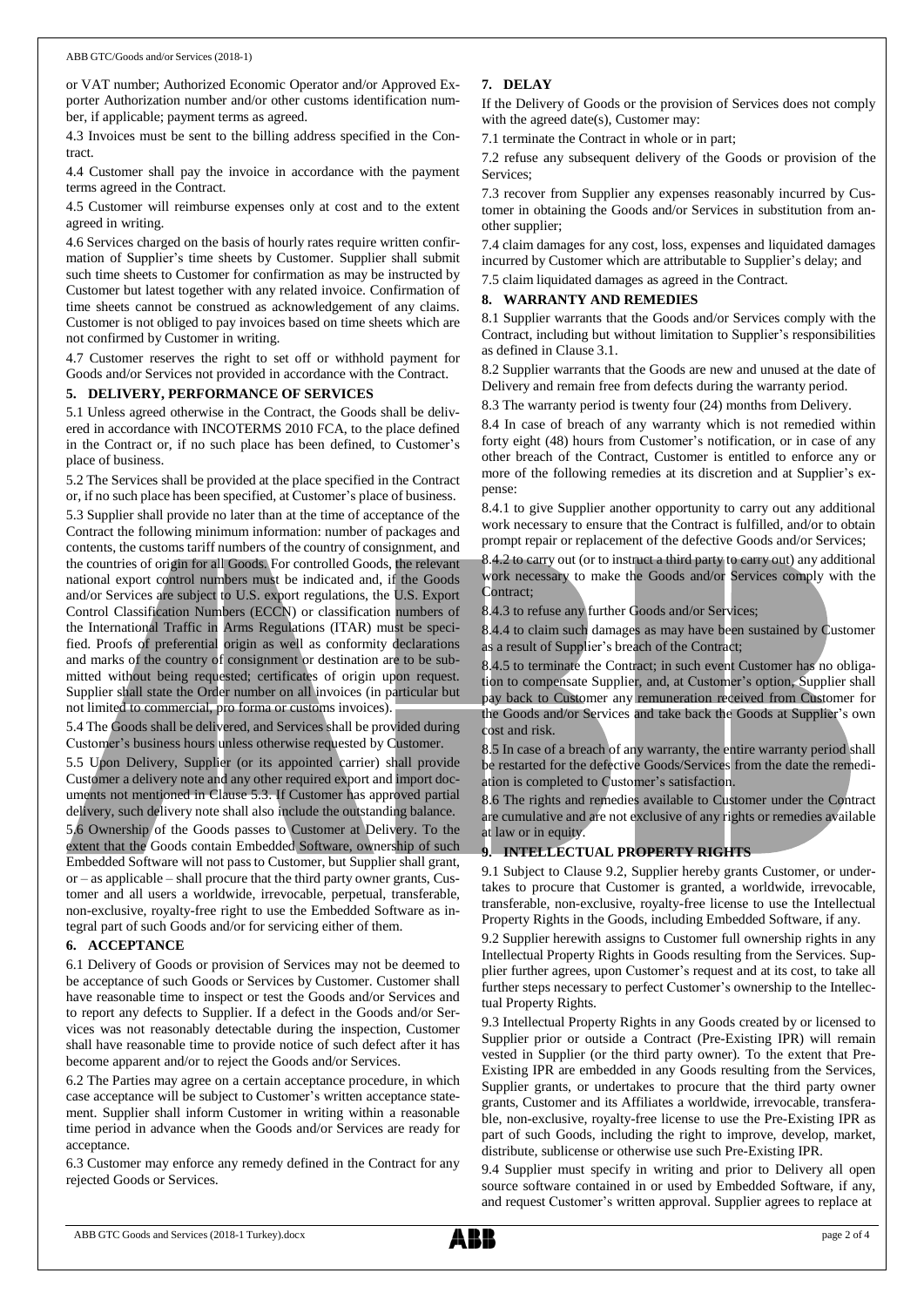or VAT number; Authorized Economic Operator and/or Approved Exporter Authorization number and/or other customs identification number, if applicable; payment terms as agreed.

4.3 Invoices must be sent to the billing address specified in the Contract.

4.4 Customer shall pay the invoice in accordance with the payment terms agreed in the Contract.

4.5 Customer will reimburse expenses only at cost and to the extent agreed in writing.

4.6 Services charged on the basis of hourly rates require written confirmation of Supplier's time sheets by Customer. Supplier shall submit such time sheets to Customer for confirmation as may be instructed by Customer but latest together with any related invoice. Confirmation of time sheets cannot be construed as acknowledgement of any claims. Customer is not obliged to pay invoices based on time sheets which are not confirmed by Customer in writing.

4.7 Customer reserves the right to set off or withhold payment for Goods and/or Services not provided in accordance with the Contract.

## 5. DELIVERY, PERFORMANCE OF SERVICES

5.1 Unless agreed otherwise in the Contract, the Goods shall be delivered in accordance with INCOTERMS 2010 FCA, to the place defined in the Contract or, if no such place has been defined, to Customer's place of business.

5.2 The Services shall be provided at the place specified in the Contract or, if no such place has been specified, at Customer's place of business.

5.3 Supplier shall provide no later than at the time of acceptance of the Contract the following minimum information: number of packages and contents, the customs tariff numbers of the country of consignment, and the countries of origin for all Goods. For controlled Goods, the relevant national export control numbers must be indicated and, if the Goods and/or Services are subject to U.S. export regulations, the U.S. Export Control Classification Numbers (ECCN) or classification numbers of the International Traffic in Arms Regulations (ITAR) must be specified. Proofs of preferential origin as well as conformity declarations and marks of the country of consignment or destination are to be submitted without being requested; certificates of origin upon request. Supplier shall state the Order number on all invoices (in particular but not limited to commercial, pro forma or customs invoices).

5.4 The Goods shall be delivered, and Services shall be provided during Customer's business hours unless otherwise requested by Customer.

5.5 Upon Delivery, Supplier (or its appointed carrier) shall provide Customer a delivery note and any other required export and import documents not mentioned in Clause 5.3. If Customer has approved partial delivery, such delivery note shall also include the outstanding balance.

5.6 Ownership of the Goods passes to Customer at Delivery. To the extent that the Goods contain Embedded Software, ownership of such Embedded Software will not pass to Customer, but Supplier shall grant, or – as applicable – shall procure that the third party owner grants, Customer and all users a worldwide, irrevocable, perpetual, transferable, non-exclusive, royalty-free right to use the Embedded Software as integral part of such Goods and/or for servicing either of them.

## 6. ACCEPTANCE

6.1 Delivery of Goods or provision of Services may not be deemed to be acceptance of such Goods or Services by Customer. Customer shall have reasonable time to inspect or test the Goods and/or Services and to report any defects to Supplier. If a defect in the Goods and/or Services was not reasonably detectable during the inspection, Customer shall have reasonable time to provide notice of such defect after it has become apparent and/or to reject the Goods and/or Services.

6.2 The Parties may agree on a certain acceptance procedure, in which case acceptance will be subject to Customer's written acceptance statement. Supplier shall inform Customer in writing within a reasonable time period in advance when the Goods and/or Services are ready for acceptance.

6.3 Customer may enforce any remedy defined in the Contract for any rejected Goods or Services.

## 7. DELAY

If the Delivery of Goods or the provision of Services does not comply with the agreed date(s), Customer may:

7.1 terminate the Contract in whole or in part;

7.2 refuse any subsequent delivery of the Goods or provision of the Services;

7.3 recover from Supplier any expenses reasonably incurred by Customer in obtaining the Goods and/or Services in substitution from another supplier;

7.4 claim damages for any cost, loss, expenses and liquidated damages incurred by Customer which are attributable to Supplier's delay; and

7.5 claim liquidated damages as agreed in the Contract.

## 8. WARRANTY AND REMEDIES

8.1 Supplier warrants that the Goods and/or Services comply with the Contract, including but without limitation to Supplier's responsibilities as defined in Clause 3.1.

8.2 Supplier warrants that the Goods are new and unused at the date of Delivery and remain free from defects during the warranty period.

8.3 The warranty period is twenty four (24) months from Delivery.

8.4 In case of breach of any warranty which is not remedied within forty eight (48) hours from Customer's notification, or in case of any other breach of the Contract, Customer is entitled to enforce any or more of the following remedies at its discretion and at Supplier's expense:

8.4.1 to give Supplier another opportunity to carry out any additional work necessary to ensure that the Contract is fulfilled, and/or to obtain prompt repair or replacement of the defective Goods and/or Services;

8.4.2 to carry out (or to instruct a third party to carry out) any additional work necessary to make the Goods and/or Services comply with the Contract;

8.4.3 to refuse any further Goods and/or Services;

8.4.4 to claim such damages as may have been sustained by Customer as a result of Supplier's breach of the Contract;

8.4.5 to terminate the Contract; in such event Customer has no obligation to compensate Supplier, and, at Customer's option, Supplier shall pay back to Customer any remuneration received from Customer for the Goods and/or Services and take back the Goods at Supplier's own cost and risk.

8.5 In case of a breach of any warranty, the entire warranty period shall be restarted for the defective Goods/Services from the date the remediation is completed to Customer's satisfaction.

8.6 The rights and remedies available to Customer under the Contract are cumulative and are not exclusive of any rights or remedies available at law or in equity.

## 9. INTELLECTUAL PROPERTY RIGHTS

9.1 Subject to Clause 9.2, Supplier hereby grants Customer, or undertakes to procure that Customer is granted, a worldwide, irrevocable, transferable, non-exclusive, royalty-free license to use the Intellectual Property Rights in the Goods, including Embedded Software, if any.

9.2 Supplier herewith assigns to Customer full ownership rights in any Intellectual Property Rights in Goods resulting from the Services. Supplier further agrees, upon Customer's request and at its cost, to take all further steps necessary to perfect Customer's ownership to the Intellectual Property Rights.

9.3 Intellectual Property Rights in any Goods created by or licensed to Supplier prior or outside a Contract (Pre-Existing IPR) will remain vested in Supplier (or the third party owner). To the extent that Pre-Existing IPR are embedded in any Goods resulting from the Services, Supplier grants, or undertakes to procure that the third party owner grants, Customer and its Affiliates a worldwide, irrevocable, transferable, non-exclusive, royalty-free license to use the Pre-Existing IPR as part of such Goods, including the right to improve, develop, market, distribute, sublicense or otherwise use such Pre-Existing IPR.

9.4 Supplier must specify in writing and prior to Delivery all open source software contained in or used by Embedded Software, if any, and request Customer's written approval. Supplier agrees to replace at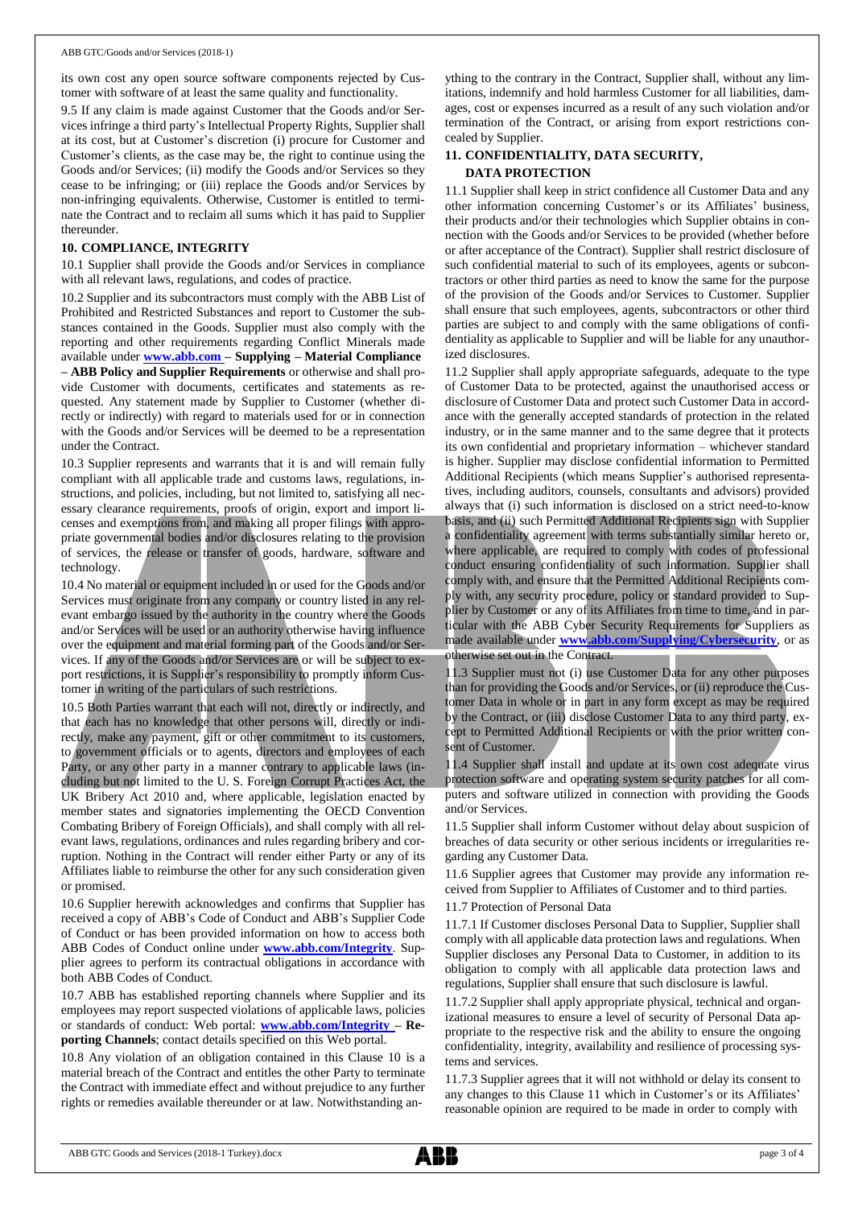its own cost any open source software components rejected by Customer with software of at least the same quality and functionality.

9.5 If any claim is made against Customer that the Goods and/or Services infringe a third party's Intellectual Property Rights, Supplier shall at its cost, but at Customer's discretion (i) procure for Customer and Customer's clients, as the case may be, the right to continue using the Goods and/or Services; (ii) modify the Goods and/or Services so they cease to be infringing; or (iii) replace the Goods and/or Services by non-infringing equivalents. Otherwise, Customer is entitled to terminate the Contract and to reclaim all sums which it has paid to Supplier thereunder.

## 10. COMPLIANCE, INTEGRITY

10.1 Supplier shall provide the Goods and/or Services in compliance with all relevant laws, regulations, and codes of practice.

10.2 Supplier and its subcontractors must comply with the ABB List of Prohibited and Restricted Substances and report to Customer the substances contained in the Goods. Supplier must also comply with the reporting and other requirements regarding Conflict Minerals made available under **www.abb.com – Supplying – Material Compliance – ABB Policy and Supplier Requirements** or otherwise and shall provide Customer with documents, certificates and statements as requested. Any statement made by Supplier to Customer (whether directly or indirectly) with regard to materials used for or in connection with the Goods and/or Services will be deemed to be a representation under the Contract.

10.3 Supplier represents and warrants that it is and will remain fully compliant with all applicable trade and customs laws, regulations, instructions, and policies, including, but not limited to, satisfying all necessary clearance requirements, proofs of origin, export and import licenses and exemptions from, and making all proper filings with appropriate governmental bodies and/or disclosures relating to the provision of services, the release or transfer of goods, hardware, software and technology.

10.4 No material or equipment included in or used for the Goods and/or Services must originate from any company or country listed in any relevant embargo issued by the authority in the country where the Goods and/or Services will be used or an authority otherwise having influence over the equipment and material forming part of the Goods and/or Services. If any of the Goods and/or Services are or will be subject to export restrictions, it is Supplier's responsibility to promptly inform Customer in writing of the particulars of such restrictions.

10.5 Both Parties warrant that each will not, directly or indirectly, and that each has no knowledge that other persons will, directly or indirectly, make any payment, gift or other commitment to its customers, to government officials or to agents, directors and employees of each Party, or any other party in a manner contrary to applicable laws (including but not limited to the U. S. Foreign Corrupt Practices Act, the UK Bribery Act 2010 and, where applicable, legislation enacted by member states and signatories implementing the OECD Convention Combating Bribery of Foreign Officials), and shall comply with all relevant laws, regulations, ordinances and rules regarding bribery and corruption. Nothing in the Contract will render either Party or any of its Affiliates liable to reimburse the other for any such consideration given or promised.

10.6 Supplier herewith acknowledges and confirms that Supplier has received a copy of ABB's Code of Conduct and ABB's Supplier Code of Conduct or has been provided information on how to access both ABB Codes of Conduct online under **www.abb.com/Integrity**. Supplier agrees to perform its contractual obligations in accordance with both ABB Codes of Conduct.

10.7 ABB has established reporting channels where Supplier and its employees may report suspected violations of applicable laws, policies or standards of conduct: Web portal: **www.abb.com/Integrity – Reporting Channels**; contact details specified on this Web portal.

10.8 Any violation of an obligation contained in this Clause 10 is a material breach of the Contract and entitles the other Party to terminate the Contract with immediate effect and without prejudice to any further rights or remedies available thereunder or at law. Notwithstanding anything to the contrary in the Contract, Supplier shall, without any limitations, indemnify and hold harmless Customer for all liabilities, damages, cost or expenses incurred as a result of any such violation and/or termination of the Contract, or arising from export restrictions concealed by Supplier.

## 11. CONFIDENTIALITY, DATA SECURITY, DATA PROTECTION

11.1 Supplier shall keep in strict confidence all Customer Data and any other information concerning Customer's or its Affiliates' business, their products and/or their technologies which Supplier obtains in connection with the Goods and/or Services to be provided (whether before or after acceptance of the Contract). Supplier shall restrict disclosure of such confidential material to such of its employees, agents or subcontractors or other third parties as need to know the same for the purpose of the provision of the Goods and/or Services to Customer. Supplier shall ensure that such employees, agents, subcontractors or other third parties are subject to and comply with the same obligations of confidentiality as applicable to Supplier and will be liable for any unauthorized disclosures.

11.2 Supplier shall apply appropriate safeguards, adequate to the type of Customer Data to be protected, against the unauthorised access or disclosure of Customer Data and protect such Customer Data in accordance with the generally accepted standards of protection in the related industry, or in the same manner and to the same degree that it protects its own confidential and proprietary information – whichever standard is higher. Supplier may disclose confidential information to Permitted Additional Recipients (which means Supplier's authorised representatives, including auditors, counsels, consultants and advisors) provided always that (i) such information is disclosed on a strict need-to-know basis, and (ii) such Permitted Additional Recipients sign with Supplier a confidentiality agreement with terms substantially similar hereto or, where applicable, are required to comply with codes of professional conduct ensuring confidentiality of such information. Supplier shall comply with, and ensure that the Permitted Additional Recipients comply with, any security procedure, policy or standard provided to Supplier by Customer or any of its Affiliates from time to time, and in particular with the ABB Cyber Security Requirements for Suppliers as made available under **www.abb.com/Supplying/Cybersecurity**, or as otherwise set out in the Contract.

11.3 Supplier must not (i) use Customer Data for any other purposes than for providing the Goods and/or Services, or (ii) reproduce the Customer Data in whole or in part in any form except as may be required by the Contract, or (iii) disclose Customer Data to any third party, except to Permitted Additional Recipients or with the prior written consent of Customer.

11.4 Supplier shall install and update at its own cost adequate virus protection software and operating system security patches for all computers and software utilized in connection with providing the Goods and/or Services.

11.5 Supplier shall inform Customer without delay about suspicion of breaches of data security or other serious incidents or irregularities regarding any Customer Data.

11.6 Supplier agrees that Customer may provide any information received from Supplier to Affiliates of Customer and to third parties.

11.7 Protection of Personal Data

11.7.1 If Customer discloses Personal Data to Supplier, Supplier shall comply with all applicable data protection laws and regulations. When Supplier discloses any Personal Data to Customer, in addition to its obligation to comply with all applicable data protection laws and regulations, Supplier shall ensure that such disclosure is lawful.

11.7.2 Supplier shall apply appropriate physical, technical and organizational measures to ensure a level of security of Personal Data appropriate to the respective risk and the ability to ensure the ongoing confidentiality, integrity, availability and resilience of processing systems and services.

11.7.3 Supplier agrees that it will not withhold or delay its consent to any changes to this Clause 11 which in Customer's or its Affiliates' reasonable opinion are required to be made in order to comply with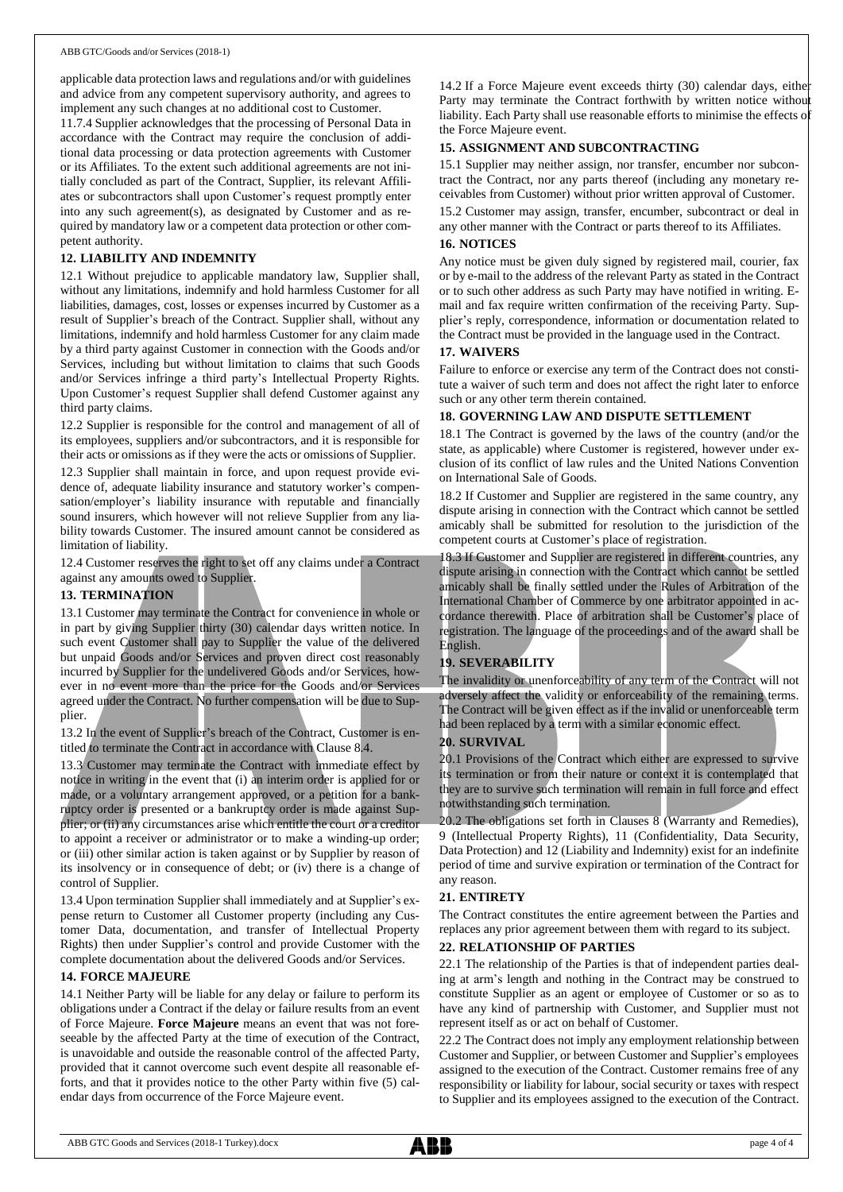applicable data protection laws and regulations and/or with guidelines and advice from any competent supervisory authority, and agrees to implement any such changes at no additional cost to Customer.

11.7.4 Supplier acknowledges that the processing of Personal Data in accordance with the Contract may require the conclusion of additional data processing or data protection agreements with Customer or its Affiliates. To the extent such additional agreements are not initially concluded as part of the Contract, Supplier, its relevant Affiliates or subcontractors shall upon Customer's request promptly enter into any such agreement(s), as designated by Customer and as required by mandatory law or a competent data protection or other competent authority.

## 12. LIABILITY AND INDEMNITY

12.1 Without prejudice to applicable mandatory law, Supplier shall, without any limitations, indemnify and hold harmless Customer for all liabilities, damages, cost, losses or expenses incurred by Customer as a result of Supplier's breach of the Contract. Supplier shall, without any limitations, indemnify and hold harmless Customer for any claim made by a third party against Customer in connection with the Goods and/or Services, including but without limitation to claims that such Goods and/or Services infringe a third party's Intellectual Property Rights. Upon Customer's request Supplier shall defend Customer against any third party claims.

12.2 Supplier is responsible for the control and management of all of its employees, suppliers and/or subcontractors, and it is responsible for their acts or omissions as if they were the acts or omissions of Supplier.

12.3 Supplier shall maintain in force, and upon request provide evidence of, adequate liability insurance and statutory worker's compensation/employer's liability insurance with reputable and financially sound insurers, which however will not relieve Supplier from any liability towards Customer. The insured amount cannot be considered as limitation of liability.

12.4 Customer reserves the right to set off any claims under a Contract against any amounts owed to Supplier.

## 13. TERMINATION

13.1 Customer may terminate the Contract for convenience in whole or in part by giving Supplier thirty (30) calendar days written notice. In such event Customer shall pay to Supplier the value of the delivered but unpaid Goods and/or Services and proven direct cost reasonably incurred by Supplier for the undelivered Goods and/or Services, however in no event more than the price for the Goods and/or Services agreed under the Contract. No further compensation will be due to Supplier.

13.2 In the event of Supplier's breach of the Contract, Customer is entitled to terminate the Contract in accordance with Clause 8.4.

13.3 Customer may terminate the Contract with immediate effect by notice in writing in the event that (i) an interim order is applied for or made, or a voluntary arrangement approved, or a petition for a bankruptcy order is presented or a bankruptcy order is made against Supplier; or (ii) any circumstances arise which entitle the court or a creditor to appoint a receiver or administrator or to make a winding-up order; or (iii) other similar action is taken against or by Supplier by reason of its insolvency or in consequence of debt; or (iv) there is a change of control of Supplier.

13.4 Upon termination Supplier shall immediately and at Supplier's expense return to Customer all Customer property (including any Customer Data, documentation, and transfer of Intellectual Property Rights) then under Supplier's control and provide Customer with the complete documentation about the delivered Goods and/or Services.

## 14. FORCE MAJEURE

14.1 Neither Party will be liable for any delay or failure to perform its obligations under a Contract if the delay or failure results from an event of Force Majeure. **Force Majeure** means an event that was not foreseeable by the affected Party at the time of execution of the Contract, is unavoidable and outside the reasonable control of the affected Party, provided that it cannot overcome such event despite all reasonable efforts, and that it provides notice to the other Party within five (5) calendar days from occurrence of the Force Majeure event.

14.2 If a Force Majeure event exceeds thirty (30) calendar days, either Party may terminate the Contract forthwith by written notice without liability. Each Party shall use reasonable efforts to minimise the effects of the Force Majeure event.

## 15. ASSIGNMENT AND SUBCONTRACTING

15.1 Supplier may neither assign, nor transfer, encumber nor subcontract the Contract, nor any parts thereof (including any monetary receivables from Customer) without prior written approval of Customer.

15.2 Customer may assign, transfer, encumber, subcontract or deal in any other manner with the Contract or parts thereof to its Affiliates.

## 16. NOTICES

Any notice must be given duly signed by registered mail, courier, fax or by e-mail to the address of the relevant Party as stated in the Contract or to such other address as such Party may have notified in writing. E-mail and fax require written confirmation of the receiving Party. Supplier's reply, correspondence, information or documentation related to the Contract must be provided in the language used in the Contract.

## 17. WAIVERS

Failure to enforce or exercise any term of the Contract does not constitute a waiver of such term and does not affect the right later to enforce such or any other term therein contained.

## 18. GOVERNING LAW AND DISPUTE SETTLEMENT

18.1 The Contract is governed by the laws of the country (and/or the state, as applicable) where Customer is registered, however under exclusion of its conflict of law rules and the United Nations Convention on International Sale of Goods.

18.2 If Customer and Supplier are registered in the same country, any dispute arising in connection with the Contract which cannot be settled amicably shall be submitted for resolution to the jurisdiction of the competent courts at Customer's place of registration.

18.3 If Customer and Supplier are registered in different countries, any dispute arising in connection with the Contract which cannot be settled amicably shall be finally settled under the Rules of Arbitration of the International Chamber of Commerce by one arbitrator appointed in accordance therewith. Place of arbitration shall be Customer's place of registration. The language of the proceedings and of the award shall be English.

## 19. SEVERABILITY

The invalidity or unenforceability of any term of the Contract will not adversely affect the validity or enforceability of the remaining terms. The Contract will be given effect as if the invalid or unenforceable term had been replaced by a term with a similar economic effect.

## 20. SURVIVAL

20.1 Provisions of the Contract which either are expressed to survive its termination or from their nature or context it is contemplated that they are to survive such termination will remain in full force and effect notwithstanding such termination.

20.2 The obligations set forth in Clauses 8 (Warranty and Remedies), 9 (Intellectual Property Rights), 11 (Confidentiality, Data Security, Data Protection) and 12 (Liability and Indemnity) exist for an indefinite period of time and survive expiration or termination of the Contract for any reason.

## 21. ENTIRETY

The Contract constitutes the entire agreement between the Parties and replaces any prior agreement between them with regard to its subject.

## 22. RELATIONSHIP OF PARTIES

22.1 The relationship of the Parties is that of independent parties dealing at arm's length and nothing in the Contract may be construed to constitute Supplier as an agent or employee of Customer or so as to have any kind of partnership with Customer, and Supplier must not represent itself as or act on behalf of Customer.

22.2 The Contract does not imply any employment relationship between Customer and Supplier, or between Customer and Supplier's employees assigned to the execution of the Contract. Customer remains free of any responsibility or liability for labour, social security or taxes with respect to Supplier and its employees assigned to the execution of the Contract.